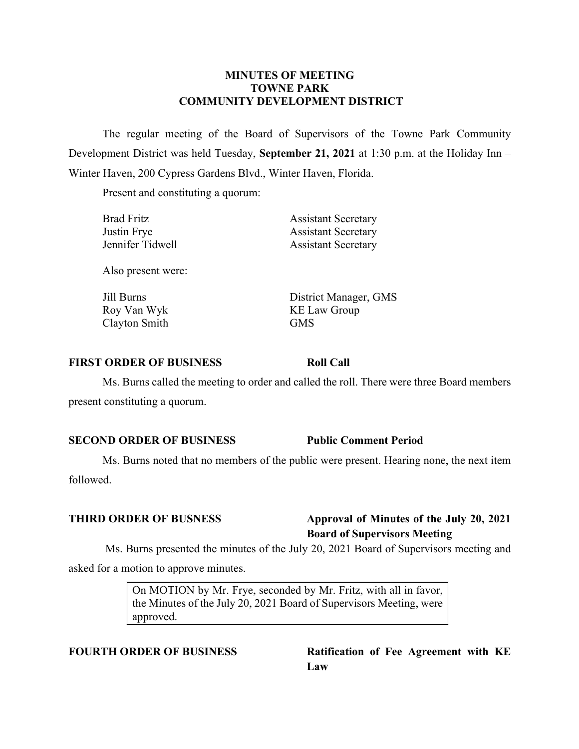# MINUTES OF MEETING
# TOWNE PARK
# COMMUNITY DEVELOPMENT DISTRICT

The regular meeting of the Board of Supervisors of the Towne Park Community Development District was held Tuesday, **September 21, 2021** at 1:30 p.m. at the Holiday Inn – Winter Haven, 200 Cypress Gardens Blvd., Winter Haven, Florida.

Present and constituting a quorum:

| | |
|---|---|
| Brad Fritz | Assistant Secretary |
| Justin Frye | Assistant Secretary |
| Jennifer Tidwell | Assistant Secretary |

Also present were:

| | |
|---|---|
| Jill Burns | District Manager, GMS |
| Roy Van Wyk | KE Law Group |
| Clayton Smith | GMS |

**FIRST ORDER OF BUSINESS** **Roll Call**

Ms. Burns called the meeting to order and called the roll. There were three Board members present constituting a quorum.

**SECOND ORDER OF BUSINESS** **Public Comment Period**

Ms. Burns noted that no members of the public were present. Hearing none, the next item followed.

**THIRD ORDER OF BUSNESS** **Approval of Minutes of the July 20, 2021 Board of Supervisors Meeting**

Ms. Burns presented the minutes of the July 20, 2021 Board of Supervisors meeting and asked for a motion to approve minutes.

> On MOTION by Mr. Frye, seconded by Mr. Fritz, with all in favor, the Minutes of the July 20, 2021 Board of Supervisors Meeting, were approved.

**FOURTH ORDER OF BUSINESS** **Ratification of Fee Agreement with KE Law**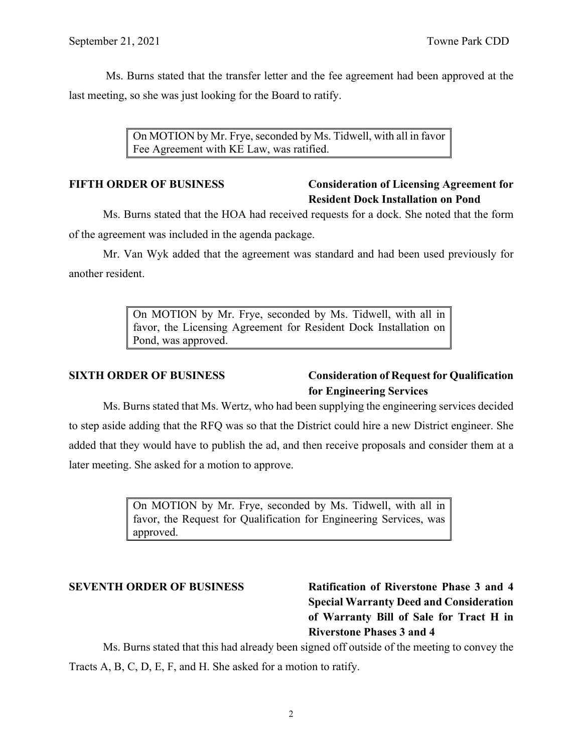Ms. Burns stated that the transfer letter and the fee agreement had been approved at the last meeting, so she was just looking for the Board to ratify.

> On MOTION by Mr. Frye, seconded by Ms. Tidwell, with all in favor Fee Agreement with KE Law, was ratified.

**FIFTH ORDER OF BUSINESS** **Consideration of Licensing Agreement for Resident Dock Installation on Pond**

Ms. Burns stated that the HOA had received requests for a dock. She noted that the form of the agreement was included in the agenda package.

Mr. Van Wyk added that the agreement was standard and had been used previously for another resident.

> On MOTION by Mr. Frye, seconded by Ms. Tidwell, with all in favor, the Licensing Agreement for Resident Dock Installation on Pond, was approved.

**SIXTH ORDER OF BUSINESS** **Consideration of Request for Qualification for Engineering Services**

Ms. Burns stated that Ms. Wertz, who had been supplying the engineering services decided to step aside adding that the RFQ was so that the District could hire a new District engineer. She added that they would have to publish the ad, and then receive proposals and consider them at a later meeting. She asked for a motion to approve.

> On MOTION by Mr. Frye, seconded by Ms. Tidwell, with all in favor, the Request for Qualification for Engineering Services, was approved.

**SEVENTH ORDER OF BUSINESS** **Ratification of Riverstone Phase 3 and 4 Special Warranty Deed and Consideration of Warranty Bill of Sale for Tract H in Riverstone Phases 3 and 4**

Ms. Burns stated that this had already been signed off outside of the meeting to convey the Tracts A, B, C, D, E, F, and H. She asked for a motion to ratify.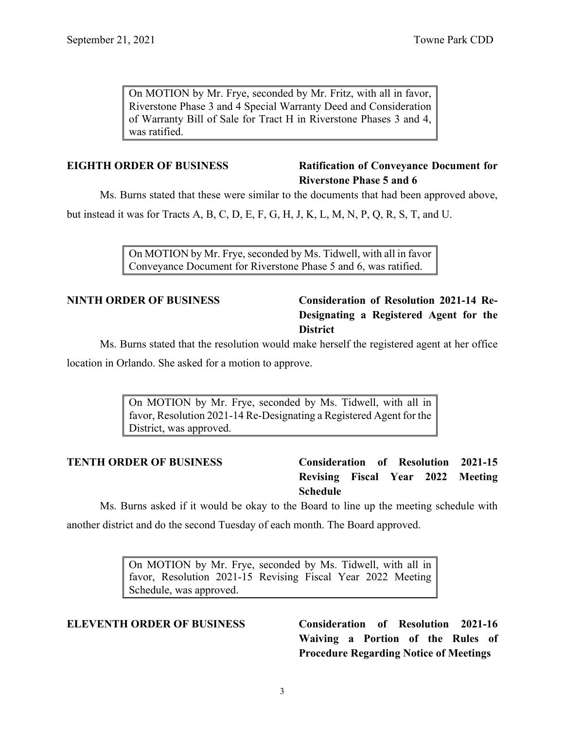> On MOTION by Mr. Frye, seconded by Mr. Fritz, with all in favor, Riverstone Phase 3 and 4 Special Warranty Deed and Consideration of Warranty Bill of Sale for Tract H in Riverstone Phases 3 and 4, was ratified.

**EIGHTH ORDER OF BUSINESS — Ratification of Conveyance Document for Riverstone Phase 5 and 6**

Ms. Burns stated that these were similar to the documents that had been approved above, but instead it was for Tracts A, B, C, D, E, F, G, H, J, K, L, M, N, P, Q, R, S, T, and U.

> On MOTION by Mr. Frye, seconded by Ms. Tidwell, with all in favor Conveyance Document for Riverstone Phase 5 and 6, was ratified.

**NINTH ORDER OF BUSINESS — Consideration of Resolution 2021-14 Re-Designating a Registered Agent for the District**

Ms. Burns stated that the resolution would make herself the registered agent at her office location in Orlando. She asked for a motion to approve.

> On MOTION by Mr. Frye, seconded by Ms. Tidwell, with all in favor, Resolution 2021-14 Re-Designating a Registered Agent for the District, was approved.

**TENTH ORDER OF BUSINESS — Consideration of Resolution 2021-15 Revising Fiscal Year 2022 Meeting Schedule**

Ms. Burns asked if it would be okay to the Board to line up the meeting schedule with another district and do the second Tuesday of each month. The Board approved.

> On MOTION by Mr. Frye, seconded by Ms. Tidwell, with all in favor, Resolution 2021-15 Revising Fiscal Year 2022 Meeting Schedule, was approved.

**ELEVENTH ORDER OF BUSINESS — Consideration of Resolution 2021-16 Waiving a Portion of the Rules of Procedure Regarding Notice of Meetings**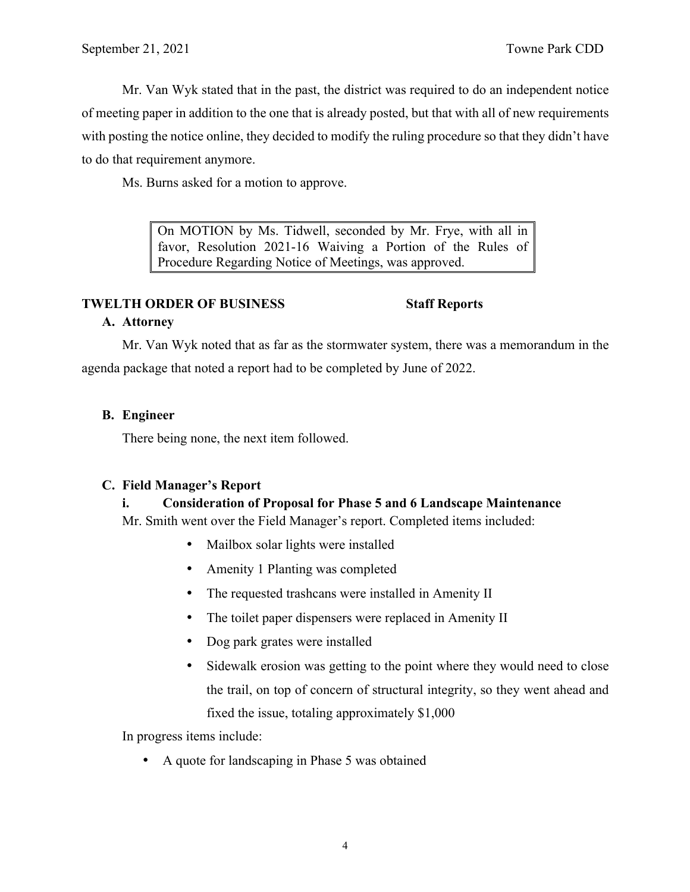Mr. Van Wyk stated that in the past, the district was required to do an independent notice of meeting paper in addition to the one that is already posted, but that with all of new requirements with posting the notice online, they decided to modify the ruling procedure so that they didn't have to do that requirement anymore.

Ms. Burns asked for a motion to approve.

> On MOTION by Ms. Tidwell, seconded by Mr. Frye, with all in favor, Resolution 2021-16 Waiving a Portion of the Rules of Procedure Regarding Notice of Meetings, was approved.

## TWELTH ORDER OF BUSINESS Staff Reports

### A. Attorney

Mr. Van Wyk noted that as far as the stormwater system, there was a memorandum in the agenda package that noted a report had to be completed by June of 2022.

### B. Engineer

There being none, the next item followed.

### C. Field Manager's Report

#### i. Consideration of Proposal for Phase 5 and 6 Landscape Maintenance

Mr. Smith went over the Field Manager's report. Completed items included:

- Mailbox solar lights were installed
- Amenity 1 Planting was completed
- The requested trashcans were installed in Amenity II
- The toilet paper dispensers were replaced in Amenity II
- Dog park grates were installed
- Sidewalk erosion was getting to the point where they would need to close the trail, on top of concern of structural integrity, so they went ahead and fixed the issue, totaling approximately $1,000

In progress items include:

- A quote for landscaping in Phase 5 was obtained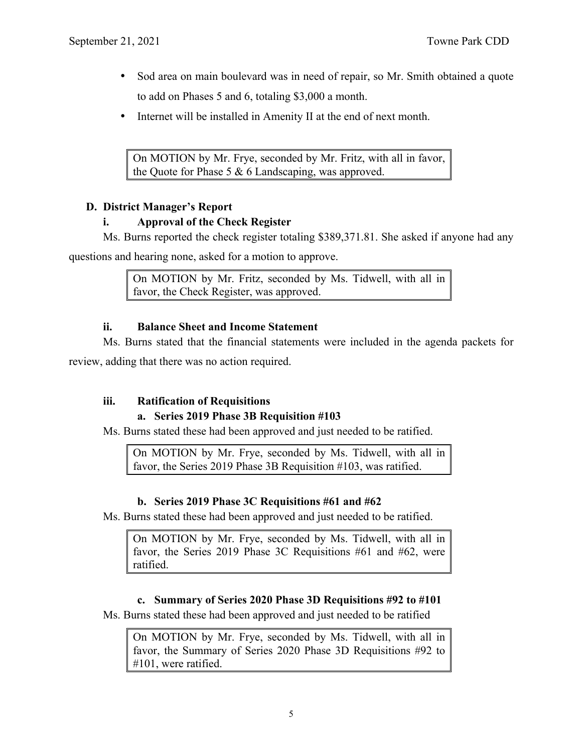- Sod area on main boulevard was in need of repair, so Mr. Smith obtained a quote to add on Phases 5 and 6, totaling $3,000 a month.
- Internet will be installed in Amenity II at the end of next month.

> On MOTION by Mr. Frye, seconded by Mr. Fritz, with all in favor, the Quote for Phase 5 & 6 Landscaping, was approved.

**D. District Manager's Report**

**i. Approval of the Check Register**

Ms. Burns reported the check register totaling $389,371.81. She asked if anyone had any questions and hearing none, asked for a motion to approve.

> On MOTION by Mr. Fritz, seconded by Ms. Tidwell, with all in favor, the Check Register, was approved.

**ii. Balance Sheet and Income Statement**

Ms. Burns stated that the financial statements were included in the agenda packets for review, adding that there was no action required.

**iii. Ratification of Requisitions**

**a. Series 2019 Phase 3B Requisition #103**

Ms. Burns stated these had been approved and just needed to be ratified.

> On MOTION by Mr. Frye, seconded by Ms. Tidwell, with all in favor, the Series 2019 Phase 3B Requisition #103, was ratified.

**b. Series 2019 Phase 3C Requisitions #61 and #62**

Ms. Burns stated these had been approved and just needed to be ratified.

> On MOTION by Mr. Frye, seconded by Ms. Tidwell, with all in favor, the Series 2019 Phase 3C Requisitions #61 and #62, were ratified.

**c. Summary of Series 2020 Phase 3D Requisitions #92 to #101**

Ms. Burns stated these had been approved and just needed to be ratified

> On MOTION by Mr. Frye, seconded by Ms. Tidwell, with all in favor, the Summary of Series 2020 Phase 3D Requisitions #92 to #101, were ratified.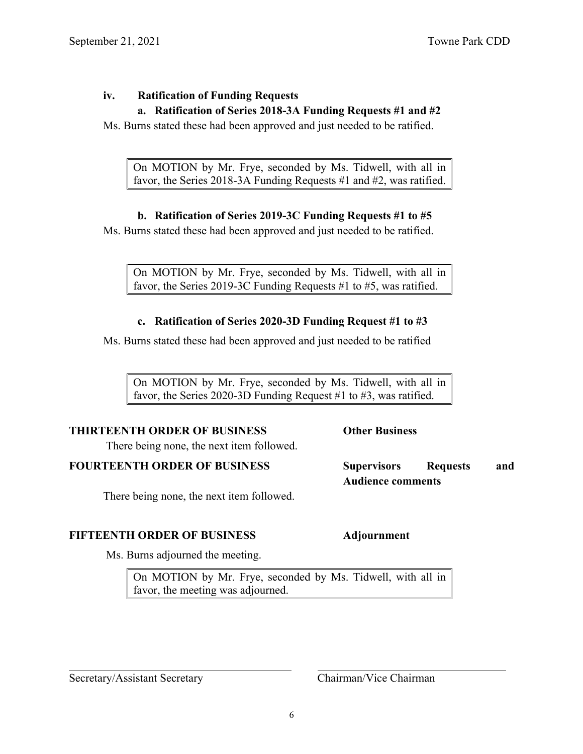**iv. Ratification of Funding Requests**

**a. Ratification of Series 2018-3A Funding Requests #1 and #2**

Ms. Burns stated these had been approved and just needed to be ratified.

> On MOTION by Mr. Frye, seconded by Ms. Tidwell, with all in favor, the Series 2018-3A Funding Requests #1 and #2, was ratified.

**b. Ratification of Series 2019-3C Funding Requests #1 to #5**

Ms. Burns stated these had been approved and just needed to be ratified.

> On MOTION by Mr. Frye, seconded by Ms. Tidwell, with all in favor, the Series 2019-3C Funding Requests #1 to #5, was ratified.

**c. Ratification of Series 2020-3D Funding Request #1 to #3**

Ms. Burns stated these had been approved and just needed to be ratified

> On MOTION by Mr. Frye, seconded by Ms. Tidwell, with all in favor, the Series 2020-3D Funding Request #1 to #3, was ratified.

**THIRTEENTH ORDER OF BUSINESS** **Other Business**

There being none, the next item followed.

**FOURTEENTH ORDER OF BUSINESS** **Supervisors Requests and Audience comments**

There being none, the next item followed.

**FIFTEENTH ORDER OF BUSINESS** **Adjournment**

Ms. Burns adjourned the meeting.

> On MOTION by Mr. Frye, seconded by Ms. Tidwell, with all in favor, the meeting was adjourned.

\_\_\_\_\_\_\_\_\_\_\_\_\_\_\_\_\_\_\_\_\_\_\_\_\_\_\_\_\_\_\_\_\_\_\_\_
Secretary/Assistant Secretary

\_\_\_\_\_\_\_\_\_\_\_\_\_\_\_\_\_\_\_\_\_\_\_\_\_\_\_\_\_\_\_\_\_\_\_\_
Chairman/Vice Chairman